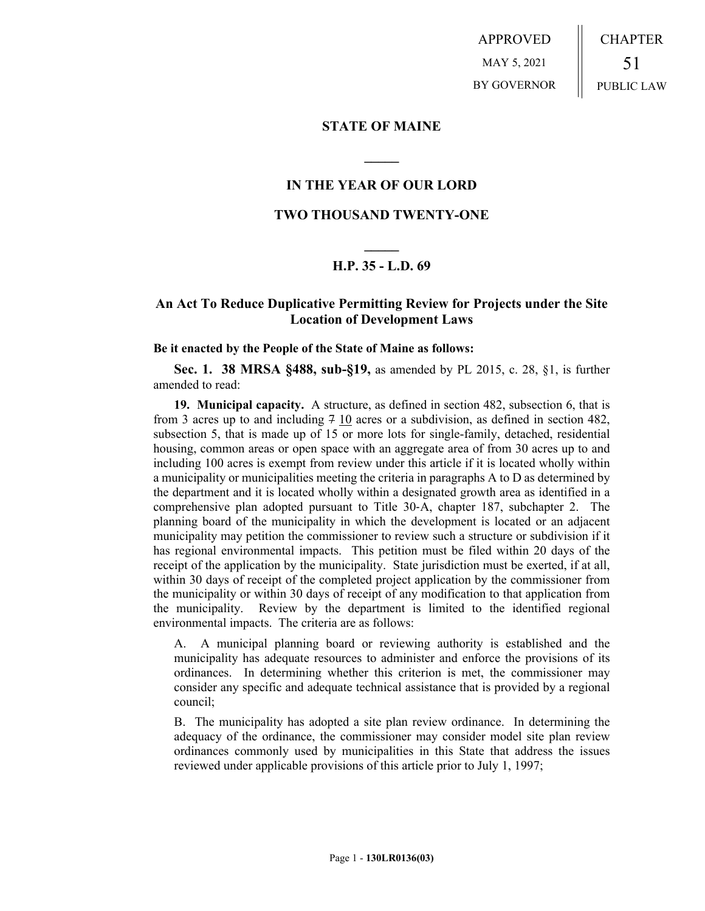APPROVED

MAY 5, 2021

BY GOVERNOR

CHAPTER

51

PUBLIC LAW

# STATE OF MAINE

## IN THE YEAR OF OUR LORD

## TWO THOUSAND TWENTY-ONE

## H.P. 35 - L.D. 69

## An Act To Reduce Duplicative Permitting Review for Projects under the Site Location of Development Laws

**Be it enacted by the People of the State of Maine as follows:**

**Sec. 1. 38 MRSA §488, sub-§19,** as amended by PL 2015, c. 28, §1, is further amended to read:

**19. Municipal capacity.** A structure, as defined in section 482, subsection 6, that is from 3 acres up to and including ~~7~~ 10 acres or a subdivision, as defined in section 482, subsection 5, that is made up of 15 or more lots for single-family, detached, residential housing, common areas or open space with an aggregate area of from 30 acres up to and including 100 acres is exempt from review under this article if it is located wholly within a municipality or municipalities meeting the criteria in paragraphs A to D as determined by the department and it is located wholly within a designated growth area as identified in a comprehensive plan adopted pursuant to Title 30-A, chapter 187, subchapter 2. The planning board of the municipality in which the development is located or an adjacent municipality may petition the commissioner to review such a structure or subdivision if it has regional environmental impacts. This petition must be filed within 20 days of the receipt of the application by the municipality. State jurisdiction must be exerted, if at all, within 30 days of receipt of the completed project application by the commissioner from the municipality or within 30 days of receipt of any modification to that application from the municipality. Review by the department is limited to the identified regional environmental impacts. The criteria are as follows:

A. A municipal planning board or reviewing authority is established and the municipality has adequate resources to administer and enforce the provisions of its ordinances. In determining whether this criterion is met, the commissioner may consider any specific and adequate technical assistance that is provided by a regional council;

B. The municipality has adopted a site plan review ordinance. In determining the adequacy of the ordinance, the commissioner may consider model site plan review ordinances commonly used by municipalities in this State that address the issues reviewed under applicable provisions of this article prior to July 1, 1997;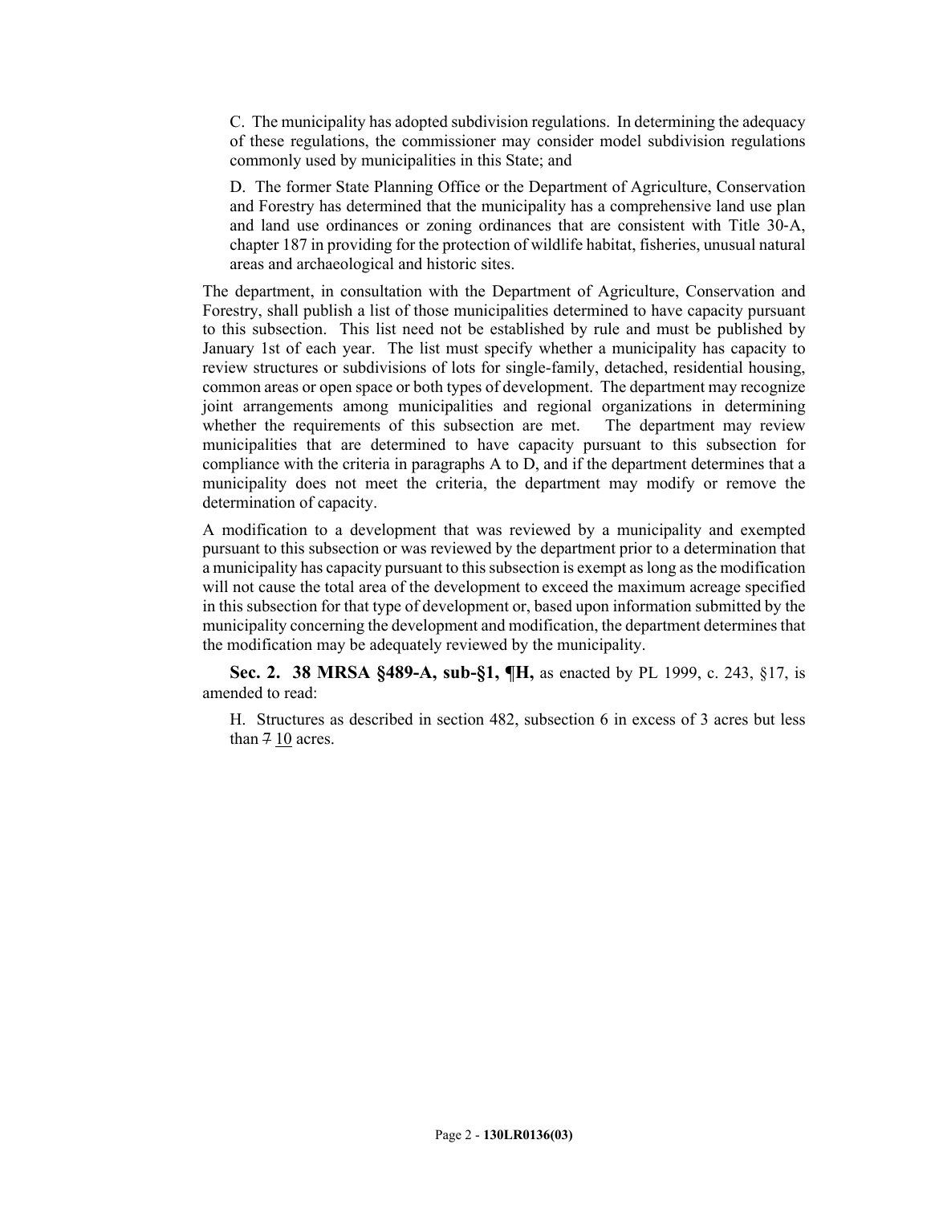C. The municipality has adopted subdivision regulations. In determining the adequacy of these regulations, the commissioner may consider model subdivision regulations commonly used by municipalities in this State; and

D. The former State Planning Office or the Department of Agriculture, Conservation and Forestry has determined that the municipality has a comprehensive land use plan and land use ordinances or zoning ordinances that are consistent with Title 30-A, chapter 187 in providing for the protection of wildlife habitat, fisheries, unusual natural areas and archaeological and historic sites.

The department, in consultation with the Department of Agriculture, Conservation and Forestry, shall publish a list of those municipalities determined to have capacity pursuant to this subsection. This list need not be established by rule and must be published by January 1st of each year. The list must specify whether a municipality has capacity to review structures or subdivisions of lots for single-family, detached, residential housing, common areas or open space or both types of development. The department may recognize joint arrangements among municipalities and regional organizations in determining whether the requirements of this subsection are met. The department may review municipalities that are determined to have capacity pursuant to this subsection for compliance with the criteria in paragraphs A to D, and if the department determines that a municipality does not meet the criteria, the department may modify or remove the determination of capacity.

A modification to a development that was reviewed by a municipality and exempted pursuant to this subsection or was reviewed by the department prior to a determination that a municipality has capacity pursuant to this subsection is exempt as long as the modification will not cause the total area of the development to exceed the maximum acreage specified in this subsection for that type of development or, based upon information submitted by the municipality concerning the development and modification, the department determines that the modification may be adequately reviewed by the municipality.

**Sec. 2. 38 MRSA §489-A, sub-§1, ¶H,** as enacted by PL 1999, c. 243, §17, is amended to read:

H. Structures as described in section 482, subsection 6 in excess of 3 acres but less than ~~7~~ 10 acres.